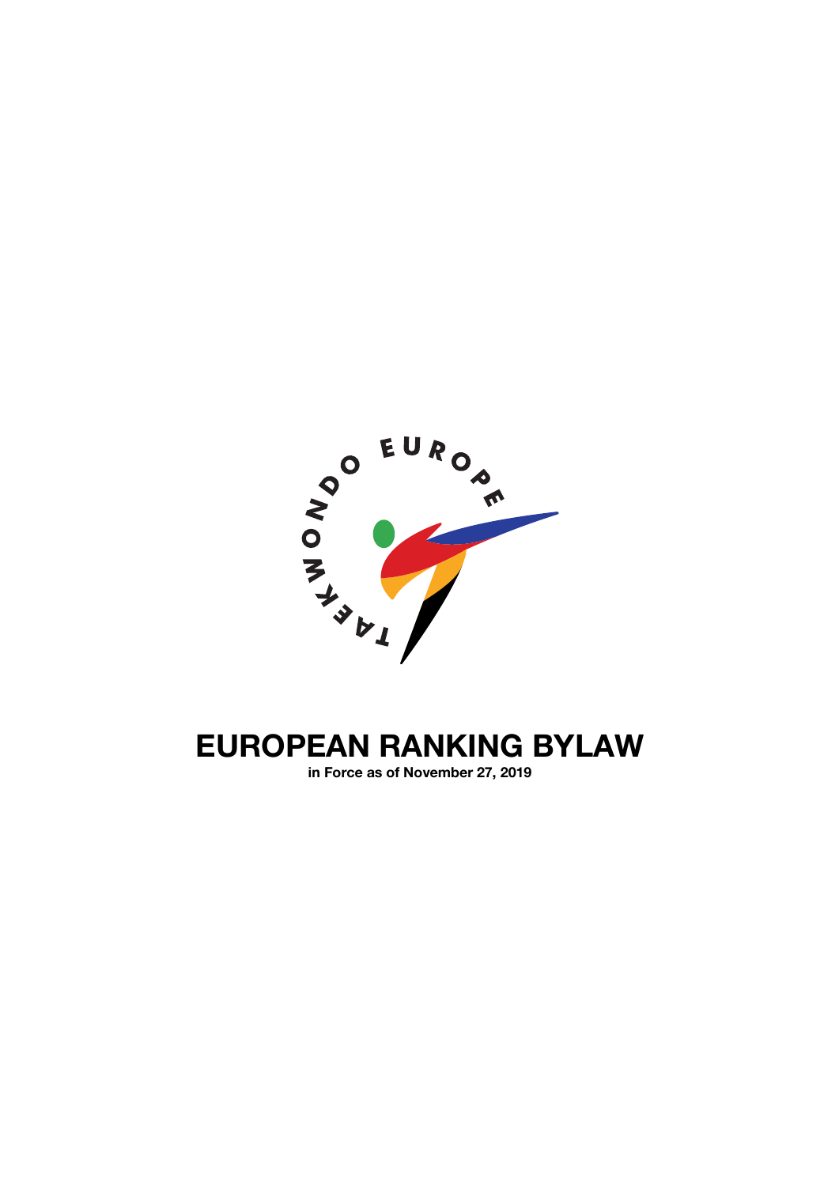# EUROPEAN RANKING BYLAW

**in Force as of November 27, 2019**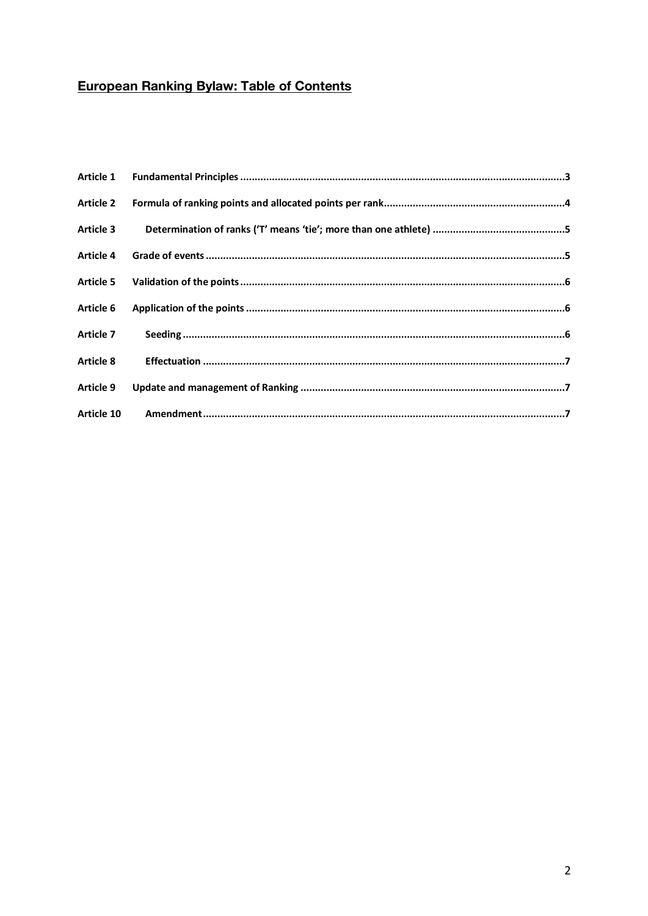## European Ranking Bylaw: Table of Contents

| | | |
|---|---|---|
| **Article 1** | **Fundamental Principles** | **3** |
| **Article 2** | **Formula of ranking points and allocated points per rank** | **4** |
| **Article 3** | **Determination of ranks ('T' means 'tie'; more than one athlete)** | **5** |
| **Article 4** | **Grade of events** | **5** |
| **Article 5** | **Validation of the points** | **6** |
| **Article 6** | **Application of the points** | **6** |
| **Article 7** | **Seeding** | **6** |
| **Article 8** | **Effectuation** | **7** |
| **Article 9** | **Update and management of Ranking** | **7** |
| **Article 10** | **Amendment** | **7** |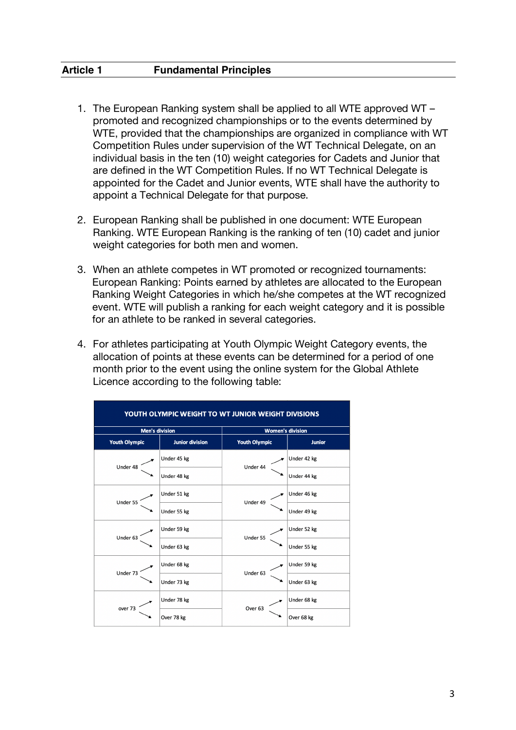## Article 1 Fundamental Principles

1. The European Ranking system shall be applied to all WTE approved WT – promoted and recognized championships or to the events determined by WTE, provided that the championships are organized in compliance with WT Competition Rules under supervision of the WT Technical Delegate, on an individual basis in the ten (10) weight categories for Cadets and Junior that are defined in the WT Competition Rules. If no WT Technical Delegate is appointed for the Cadet and Junior events, WTE shall have the authority to appoint a Technical Delegate for that purpose.

2. European Ranking shall be published in one document: WTE European Ranking. WTE European Ranking is the ranking of ten (10) cadet and junior weight categories for both men and women.

3. When an athlete competes in WT promoted or recognized tournaments: European Ranking: Points earned by athletes are allocated to the European Ranking Weight Categories in which he/she competes at the WT recognized event. WTE will publish a ranking for each weight category and it is possible for an athlete to be ranked in several categories.

4. For athletes participating at Youth Olympic Weight Category events, the allocation of points at these events can be determined for a period of one month prior to the event using the online system for the Global Athlete Licence according to the following table:

| YOUTH OLYMPIC WEIGHT TO WT JUNIOR WEIGHT DIVISIONS | | | |
|---|---|---|---|
| Men's division | | Women's division | |
| Youth Olympic | Junior division | Youth Olympic | Junior |
| Under 48 | Under 45 kg | Under 44 | Under 42 kg |
| | Under 48 kg | | Under 44 kg |
| Under 55 | Under 51 kg | Under 49 | Under 46 kg |
| | Under 55 kg | | Under 49 kg |
| Under 63 | Under 59 kg | Under 55 | Under 52 kg |
| | Under 63 kg | | Under 55 kg |
| Under 73 | Under 68 kg | Under 63 | Under 59 kg |
| | Under 73 kg | | Under 63 kg |
| over 73 | Under 78 kg | Over 63 | Under 68 kg |
| | Over 78 kg | | Over 68 kg |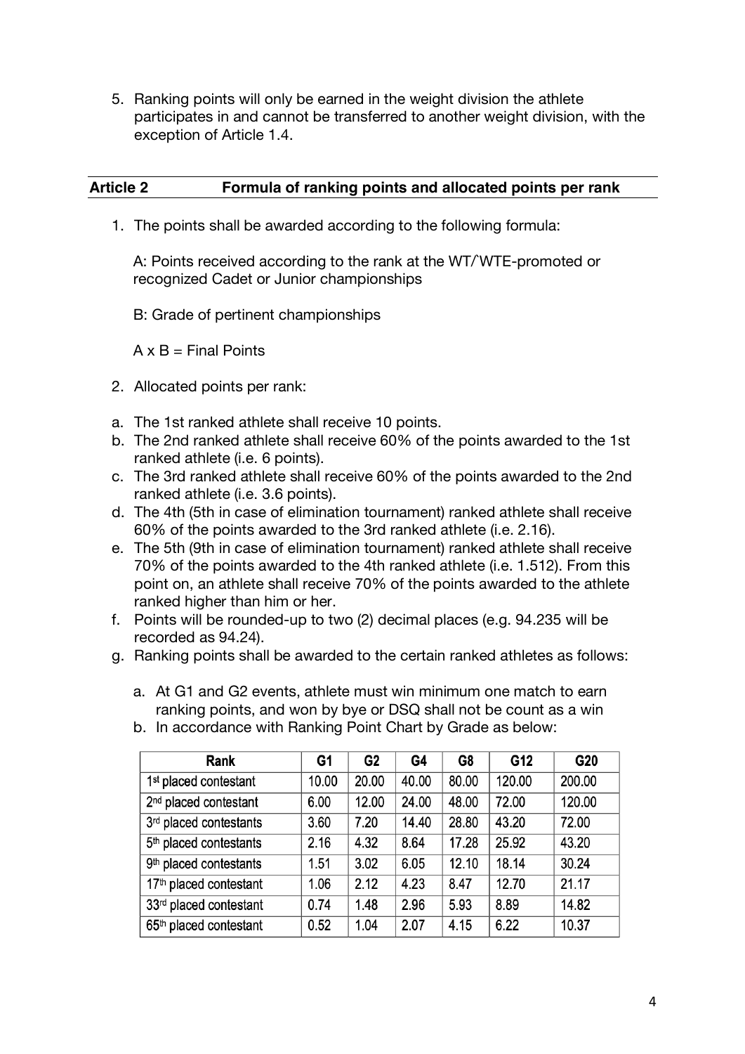5. Ranking points will only be earned in the weight division the athlete participates in and cannot be transferred to another weight division, with the exception of Article 1.4.

## Article 2 Formula of ranking points and allocated points per rank

1. The points shall be awarded according to the following formula:

   A: Points received according to the rank at the WT/`WTE-promoted or recognized Cadet or Junior championships

   B: Grade of pertinent championships

   A x B = Final Points

2. Allocated points per rank:

a. The 1st ranked athlete shall receive 10 points.
b. The 2nd ranked athlete shall receive 60% of the points awarded to the 1st ranked athlete (i.e. 6 points).
c. The 3rd ranked athlete shall receive 60% of the points awarded to the 2nd ranked athlete (i.e. 3.6 points).
d. The 4th (5th in case of elimination tournament) ranked athlete shall receive 60% of the points awarded to the 3rd ranked athlete (i.e. 2.16).
e. The 5th (9th in case of elimination tournament) ranked athlete shall receive 70% of the points awarded to the 4th ranked athlete (i.e. 1.512). From this point on, an athlete shall receive 70% of the points awarded to the athlete ranked higher than him or her.
f. Points will be rounded-up to two (2) decimal places (e.g. 94.235 will be recorded as 94.24).
g. Ranking points shall be awarded to the certain ranked athletes as follows:

   a. At G1 and G2 events, athlete must win minimum one match to earn ranking points, and won by bye or DSQ shall not be count as a win
   b. In accordance with Ranking Point Chart by Grade as below:

| Rank | G1 | G2 | G4 | G8 | G12 | G20 |
|---|---|---|---|---|---|---|
| 1st placed contestant | 10.00 | 20.00 | 40.00 | 80.00 | 120.00 | 200.00 |
| 2nd placed contestant | 6.00 | 12.00 | 24.00 | 48.00 | 72.00 | 120.00 |
| 3rd placed contestants | 3.60 | 7.20 | 14.40 | 28.80 | 43.20 | 72.00 |
| 5th placed contestants | 2.16 | 4.32 | 8.64 | 17.28 | 25.92 | 43.20 |
| 9th placed contestants | 1.51 | 3.02 | 6.05 | 12.10 | 18.14 | 30.24 |
| 17th placed contestant | 1.06 | 2.12 | 4.23 | 8.47 | 12.70 | 21.17 |
| 33rd placed contestant | 0.74 | 1.48 | 2.96 | 5.93 | 8.89 | 14.82 |
| 65th placed contestant | 0.52 | 1.04 | 2.07 | 4.15 | 6.22 | 10.37 |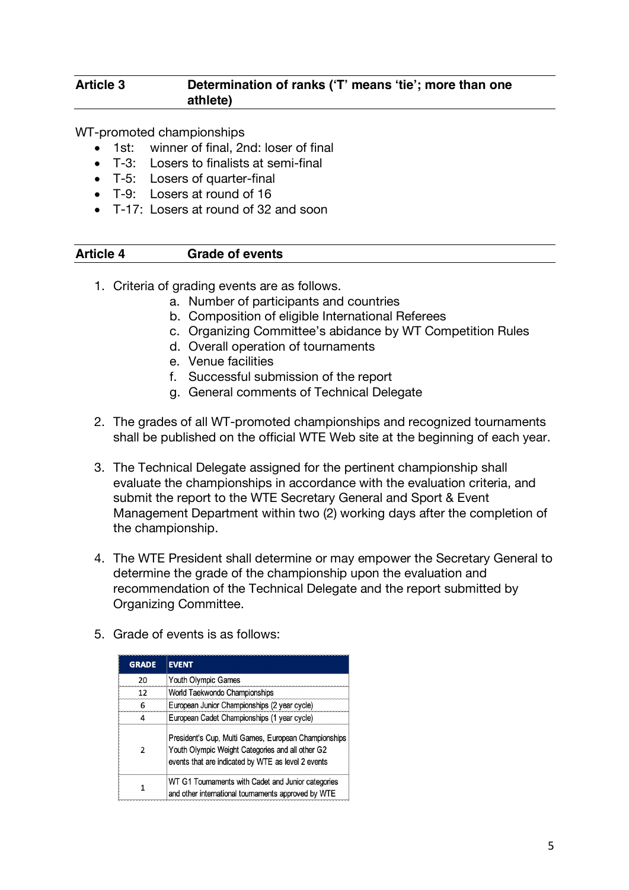## Article 3 Determination of ranks ('T' means 'tie'; more than one athlete)

WT-promoted championships

- 1st: winner of final, 2nd: loser of final
- T-3: Losers to finalists at semi-final
- T-5: Losers of quarter-final
- T-9: Losers at round of 16
- T-17: Losers at round of 32 and soon

## Article 4 Grade of events

1. Criteria of grading events are as follows.
   a. Number of participants and countries
   b. Composition of eligible International Referees
   c. Organizing Committee's abidance by WT Competition Rules
   d. Overall operation of tournaments
   e. Venue facilities
   f. Successful submission of the report
   g. General comments of Technical Delegate

2. The grades of all WT-promoted championships and recognized tournaments shall be published on the official WTE Web site at the beginning of each year.

3. The Technical Delegate assigned for the pertinent championship shall evaluate the championships in accordance with the evaluation criteria, and submit the report to the WTE Secretary General and Sport & Event Management Department within two (2) working days after the completion of the championship.

4. The WTE President shall determine or may empower the Secretary General to determine the grade of the championship upon the evaluation and recommendation of the Technical Delegate and the report submitted by Organizing Committee.

5. Grade of events is as follows:

| GRADE | EVENT |
|---|---|
| 20 | Youth Olympic Games |
| 12 | World Taekwondo Championships |
| 6 | European Junior Championships (2 year cycle) |
| 4 | European Cadet Championships (1 year cycle) |
| 2 | President's Cup, Multi Games, European Championships Youth Olympic Weight Categories and all other G2 events that are indicated by WTE as level 2 events |
| 1 | WT G1 Tournaments with Cadet and Junior categories and other international tournaments approved by WTE |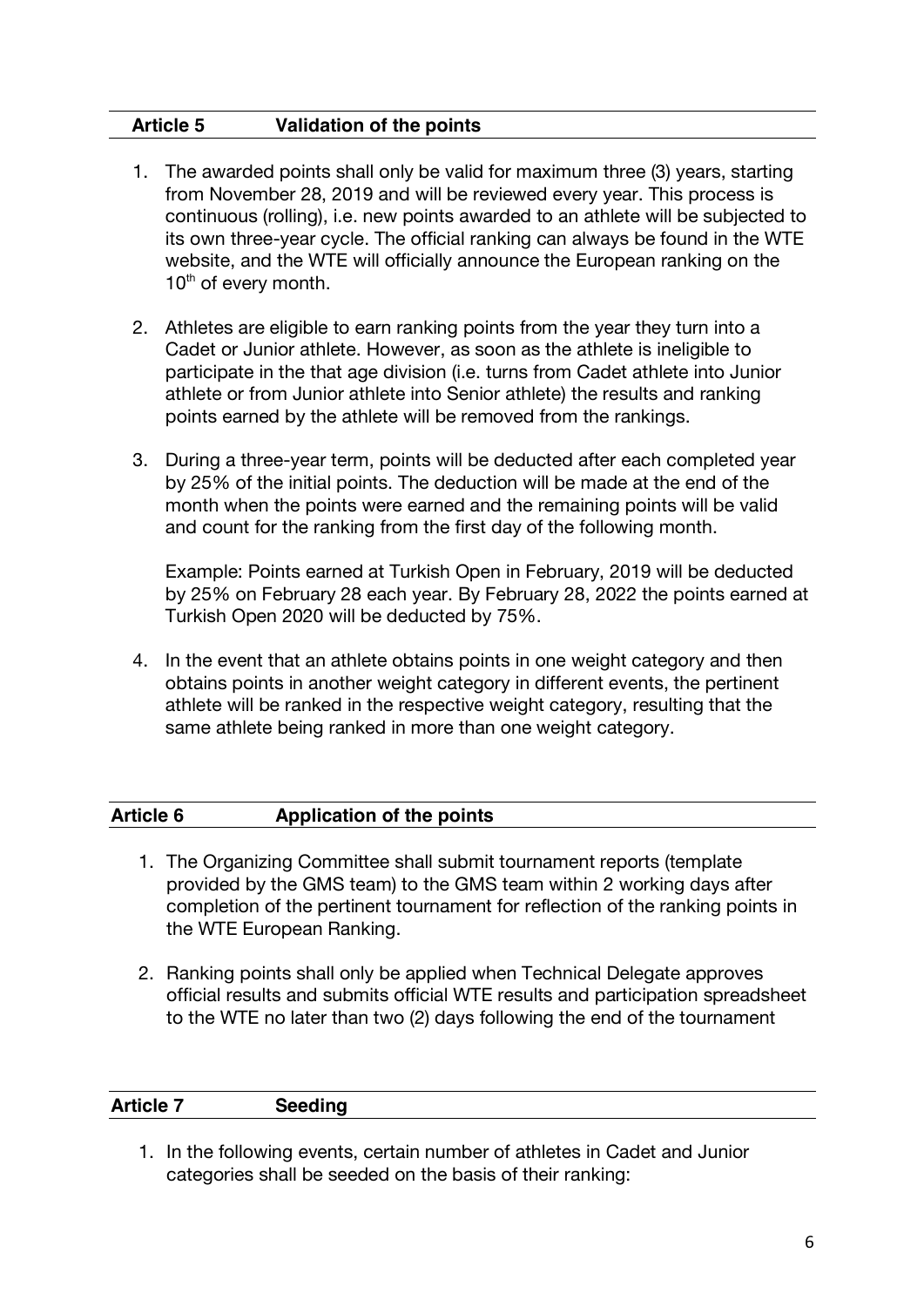## Article 5 Validation of the points

1. The awarded points shall only be valid for maximum three (3) years, starting from November 28, 2019 and will be reviewed every year. This process is continuous (rolling), i.e. new points awarded to an athlete will be subjected to its own three-year cycle. The official ranking can always be found in the WTE website, and the WTE will officially announce the European ranking on the 10th of every month.

2. Athletes are eligible to earn ranking points from the year they turn into a Cadet or Junior athlete. However, as soon as the athlete is ineligible to participate in the that age division (i.e. turns from Cadet athlete into Junior athlete or from Junior athlete into Senior athlete) the results and ranking points earned by the athlete will be removed from the rankings.

3. During a three-year term, points will be deducted after each completed year by 25% of the initial points. The deduction will be made at the end of the month when the points were earned and the remaining points will be valid and count for the ranking from the first day of the following month.

   Example: Points earned at Turkish Open in February, 2019 will be deducted by 25% on February 28 each year. By February 28, 2022 the points earned at Turkish Open 2020 will be deducted by 75%.

4. In the event that an athlete obtains points in one weight category and then obtains points in another weight category in different events, the pertinent athlete will be ranked in the respective weight category, resulting that the same athlete being ranked in more than one weight category.

## Article 6 Application of the points

1. The Organizing Committee shall submit tournament reports (template provided by the GMS team) to the GMS team within 2 working days after completion of the pertinent tournament for reflection of the ranking points in the WTE European Ranking.

2. Ranking points shall only be applied when Technical Delegate approves official results and submits official WTE results and participation spreadsheet to the WTE no later than two (2) days following the end of the tournament

## Article 7 Seeding

1. In the following events, certain number of athletes in Cadet and Junior categories shall be seeded on the basis of their ranking: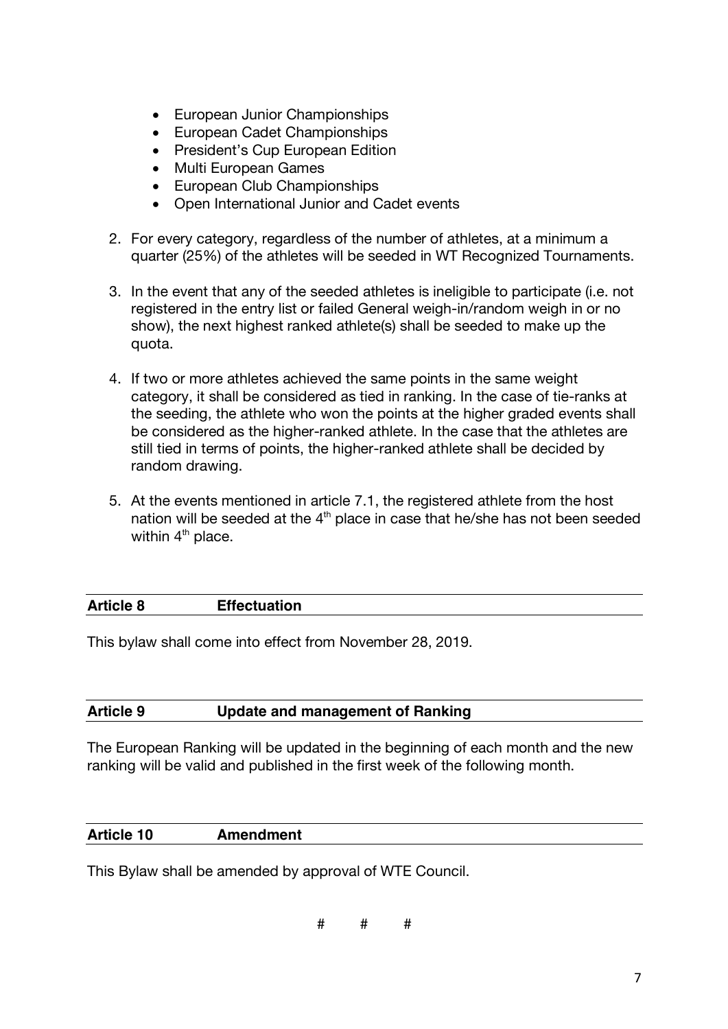- European Junior Championships
- European Cadet Championships
- President's Cup European Edition
- Multi European Games
- European Club Championships
- Open International Junior and Cadet events

2. For every category, regardless of the number of athletes, at a minimum a quarter (25%) of the athletes will be seeded in WT Recognized Tournaments.

3. In the event that any of the seeded athletes is ineligible to participate (i.e. not registered in the entry list or failed General weigh-in/random weigh in or no show), the next highest ranked athlete(s) shall be seeded to make up the quota.

4. If two or more athletes achieved the same points in the same weight category, it shall be considered as tied in ranking. In the case of tie-ranks at the seeding, the athlete who won the points at the higher graded events shall be considered as the higher-ranked athlete. In the case that the athletes are still tied in terms of points, the higher-ranked athlete shall be decided by random drawing.

5. At the events mentioned in article 7.1, the registered athlete from the host nation will be seeded at the 4th place in case that he/she has not been seeded within 4th place.

## Article 8 Effectuation

This bylaw shall come into effect from November 28, 2019.

## Article 9 Update and management of Ranking

The European Ranking will be updated in the beginning of each month and the new ranking will be valid and published in the first week of the following month.

## Article 10 Amendment

This Bylaw shall be amended by approval of WTE Council.

# # #